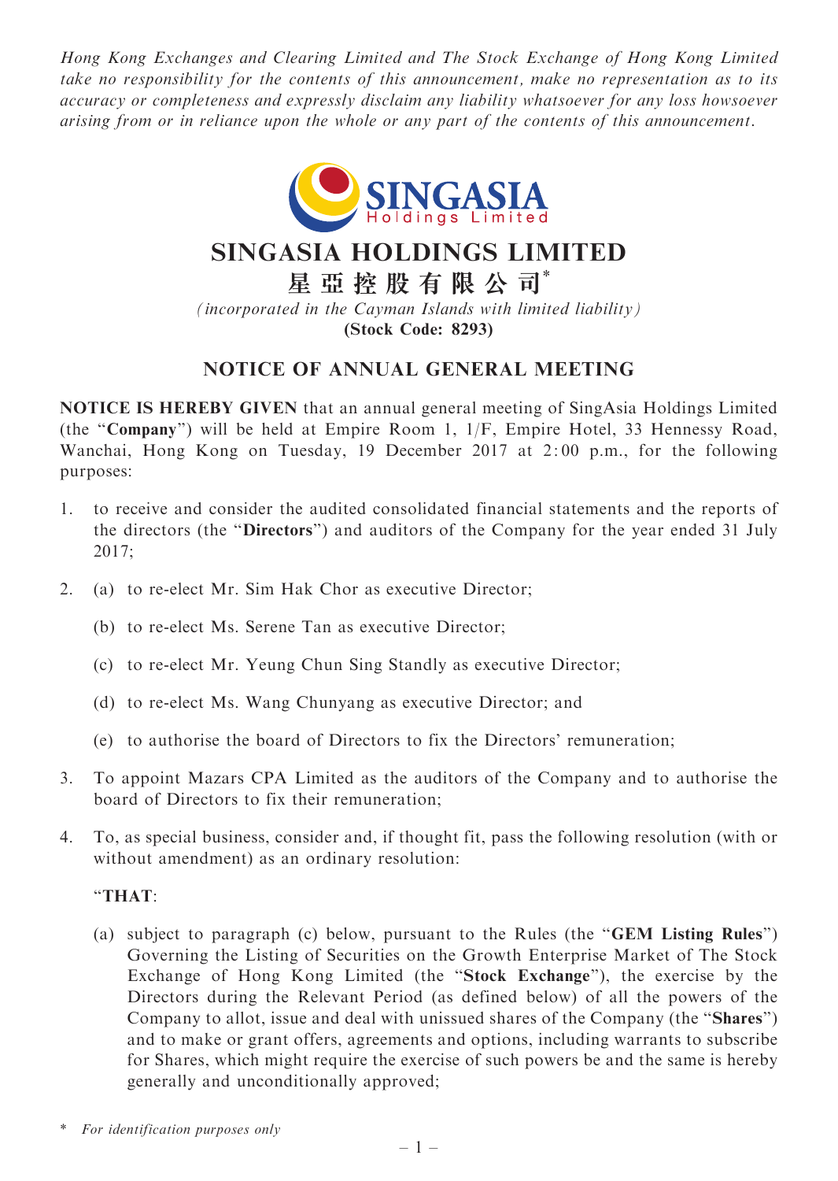*Hong Kong Exchanges and Clearing Limited and The Stock Exchange of Hong Kong Limited take no responsibility for the contents of this announcement, make no representation as to its accuracy or completeness and expressly disclaim any liability whatsoever for any loss howsoever arising from or in reliance upon the whole or any part of the contents of this announcement.*

# SINGASIA HOLDINGS LIMITED

# 星亞控股有限公司*

*(incorporated in the Cayman Islands with limited liability)*

**(Stock Code: 8293)**

## NOTICE OF ANNUAL GENERAL MEETING

**NOTICE IS HEREBY GIVEN** that an annual general meeting of SingAsia Holdings Limited (the "**Company**") will be held at Empire Room 1, 1/F, Empire Hotel, 33 Hennessy Road, Wanchai, Hong Kong on Tuesday, 19 December 2017 at 2:00 p.m., for the following purposes:

1. to receive and consider the audited consolidated financial statements and the reports of the directors (the "**Directors**") and auditors of the Company for the year ended 31 July 2017;

2. (a) to re-elect Mr. Sim Hak Chor as executive Director;

   (b) to re-elect Ms. Serene Tan as executive Director;

   (c) to re-elect Mr. Yeung Chun Sing Standly as executive Director;

   (d) to re-elect Ms. Wang Chunyang as executive Director; and

   (e) to authorise the board of Directors to fix the Directors' remuneration;

3. To appoint Mazars CPA Limited as the auditors of the Company and to authorise the board of Directors to fix their remuneration;

4. To, as special business, consider and, if thought fit, pass the following resolution (with or without amendment) as an ordinary resolution:

   "**THAT**:

   (a) subject to paragraph (c) below, pursuant to the Rules (the "**GEM Listing Rules**") Governing the Listing of Securities on the Growth Enterprise Market of The Stock Exchange of Hong Kong Limited (the "**Stock Exchange**"), the exercise by the Directors during the Relevant Period (as defined below) of all the powers of the Company to allot, issue and deal with unissued shares of the Company (the "**Shares**") and to make or grant offers, agreements and options, including warrants to subscribe for Shares, which might require the exercise of such powers be and the same is hereby generally and unconditionally approved;

\* *For identification purposes only*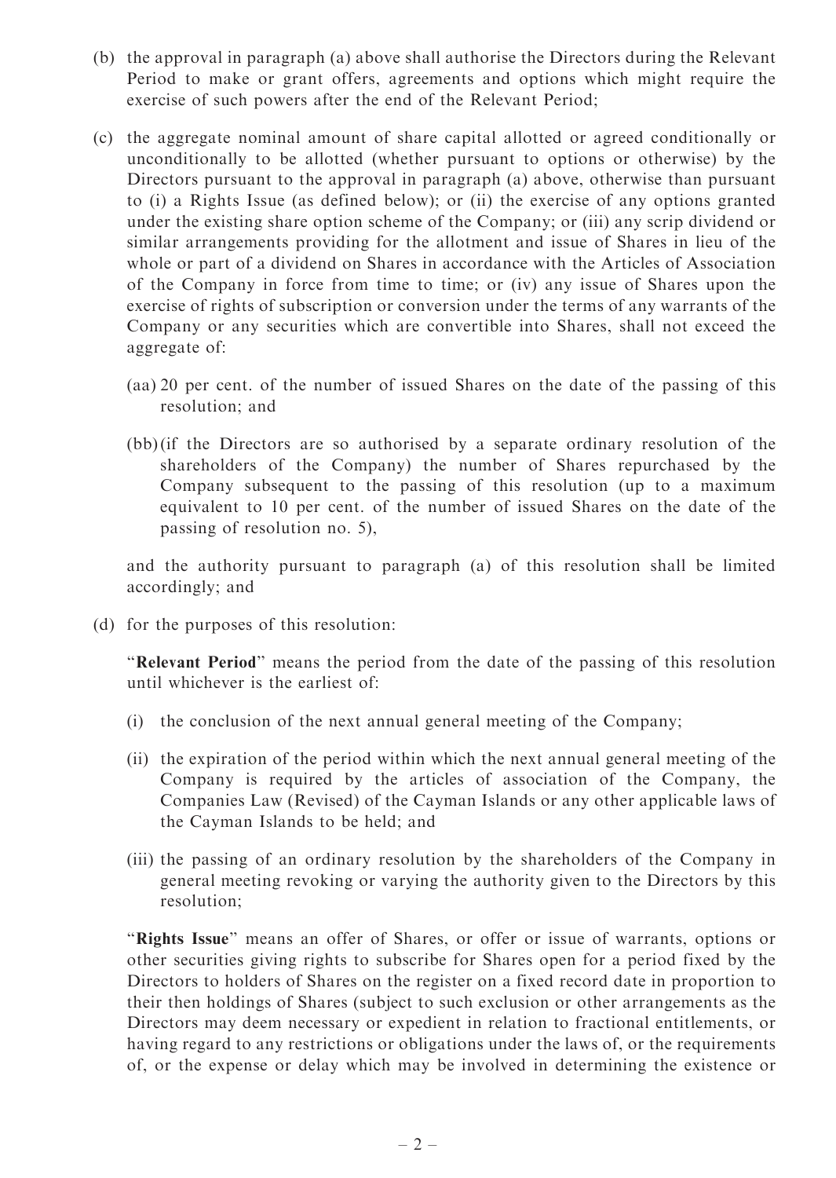(b) the approval in paragraph (a) above shall authorise the Directors during the Relevant Period to make or grant offers, agreements and options which might require the exercise of such powers after the end of the Relevant Period;

(c) the aggregate nominal amount of share capital allotted or agreed conditionally or unconditionally to be allotted (whether pursuant to options or otherwise) by the Directors pursuant to the approval in paragraph (a) above, otherwise than pursuant to (i) a Rights Issue (as defined below); or (ii) the exercise of any options granted under the existing share option scheme of the Company; or (iii) any scrip dividend or similar arrangements providing for the allotment and issue of Shares in lieu of the whole or part of a dividend on Shares in accordance with the Articles of Association of the Company in force from time to time; or (iv) any issue of Shares upon the exercise of rights of subscription or conversion under the terms of any warrants of the Company or any securities which are convertible into Shares, shall not exceed the aggregate of:

(aa) 20 per cent. of the number of issued Shares on the date of the passing of this resolution; and

(bb) (if the Directors are so authorised by a separate ordinary resolution of the shareholders of the Company) the number of Shares repurchased by the Company subsequent to the passing of this resolution (up to a maximum equivalent to 10 per cent. of the number of issued Shares on the date of the passing of resolution no. 5),

and the authority pursuant to paragraph (a) of this resolution shall be limited accordingly; and

(d) for the purposes of this resolution:

"**Relevant Period**" means the period from the date of the passing of this resolution until whichever is the earliest of:

(i) the conclusion of the next annual general meeting of the Company;

(ii) the expiration of the period within which the next annual general meeting of the Company is required by the articles of association of the Company, the Companies Law (Revised) of the Cayman Islands or any other applicable laws of the Cayman Islands to be held; and

(iii) the passing of an ordinary resolution by the shareholders of the Company in general meeting revoking or varying the authority given to the Directors by this resolution;

"**Rights Issue**" means an offer of Shares, or offer or issue of warrants, options or other securities giving rights to subscribe for Shares open for a period fixed by the Directors to holders of Shares on the register on a fixed record date in proportion to their then holdings of Shares (subject to such exclusion or other arrangements as the Directors may deem necessary or expedient in relation to fractional entitlements, or having regard to any restrictions or obligations under the laws of, or the requirements of, or the expense or delay which may be involved in determining the existence or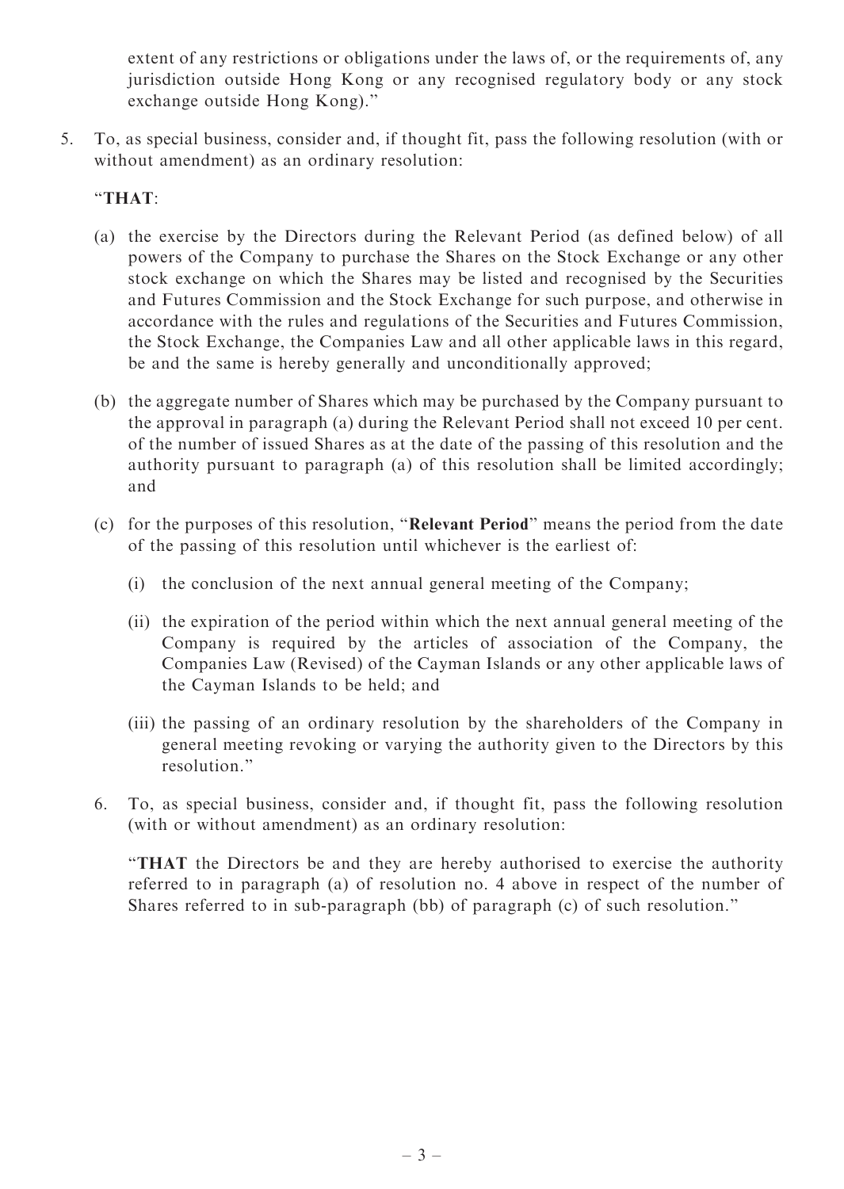extent of any restrictions or obligations under the laws of, or the requirements of, any jurisdiction outside Hong Kong or any recognised regulatory body or any stock exchange outside Hong Kong)."

5. To, as special business, consider and, if thought fit, pass the following resolution (with or without amendment) as an ordinary resolution:

   "**THAT**:

   (a) the exercise by the Directors during the Relevant Period (as defined below) of all powers of the Company to purchase the Shares on the Stock Exchange or any other stock exchange on which the Shares may be listed and recognised by the Securities and Futures Commission and the Stock Exchange for such purpose, and otherwise in accordance with the rules and regulations of the Securities and Futures Commission, the Stock Exchange, the Companies Law and all other applicable laws in this regard, be and the same is hereby generally and unconditionally approved;

   (b) the aggregate number of Shares which may be purchased by the Company pursuant to the approval in paragraph (a) during the Relevant Period shall not exceed 10 per cent. of the number of issued Shares as at the date of the passing of this resolution and the authority pursuant to paragraph (a) of this resolution shall be limited accordingly; and

   (c) for the purposes of this resolution, "**Relevant Period**" means the period from the date of the passing of this resolution until whichever is the earliest of:

      (i) the conclusion of the next annual general meeting of the Company;

      (ii) the expiration of the period within which the next annual general meeting of the Company is required by the articles of association of the Company, the Companies Law (Revised) of the Cayman Islands or any other applicable laws of the Cayman Islands to be held; and

      (iii) the passing of an ordinary resolution by the shareholders of the Company in general meeting revoking or varying the authority given to the Directors by this resolution."

6. To, as special business, consider and, if thought fit, pass the following resolution (with or without amendment) as an ordinary resolution:

   "**THAT** the Directors be and they are hereby authorised to exercise the authority referred to in paragraph (a) of resolution no. 4 above in respect of the number of Shares referred to in sub-paragraph (bb) of paragraph (c) of such resolution."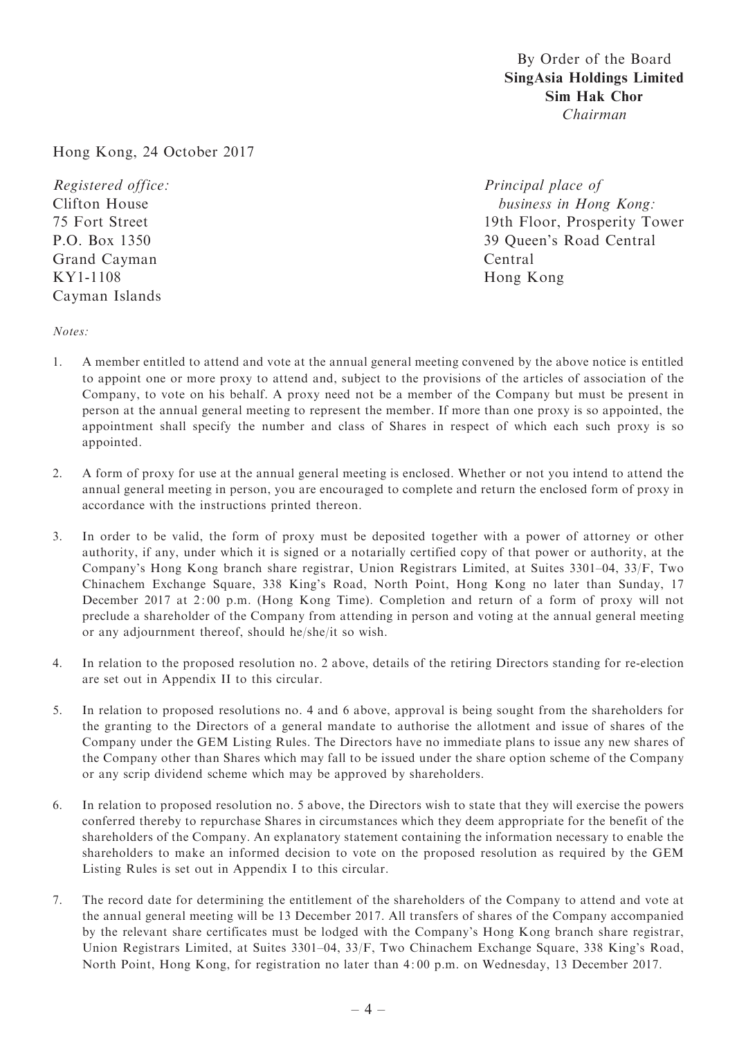By Order of the Board
**SingAsia Holdings Limited**
**Sim Hak Chor**
*Chairman*

Hong Kong, 24 October 2017

*Registered office:*
Clifton House
75 Fort Street
P.O. Box 1350
Grand Cayman
KY1-1108
Cayman Islands

*Principal place of business in Hong Kong:*
19th Floor, Prosperity Tower
39 Queen's Road Central
Central
Hong Kong

*Notes:*

1. A member entitled to attend and vote at the annual general meeting convened by the above notice is entitled to appoint one or more proxy to attend and, subject to the provisions of the articles of association of the Company, to vote on his behalf. A proxy need not be a member of the Company but must be present in person at the annual general meeting to represent the member. If more than one proxy is so appointed, the appointment shall specify the number and class of Shares in respect of which each such proxy is so appointed.

2. A form of proxy for use at the annual general meeting is enclosed. Whether or not you intend to attend the annual general meeting in person, you are encouraged to complete and return the enclosed form of proxy in accordance with the instructions printed thereon.

3. In order to be valid, the form of proxy must be deposited together with a power of attorney or other authority, if any, under which it is signed or a notarially certified copy of that power or authority, at the Company's Hong Kong branch share registrar, Union Registrars Limited, at Suites 3301–04, 33/F, Two Chinachem Exchange Square, 338 King's Road, North Point, Hong Kong no later than Sunday, 17 December 2017 at 2:00 p.m. (Hong Kong Time). Completion and return of a form of proxy will not preclude a shareholder of the Company from attending in person and voting at the annual general meeting or any adjournment thereof, should he/she/it so wish.

4. In relation to the proposed resolution no. 2 above, details of the retiring Directors standing for re-election are set out in Appendix II to this circular.

5. In relation to proposed resolutions no. 4 and 6 above, approval is being sought from the shareholders for the granting to the Directors of a general mandate to authorise the allotment and issue of shares of the Company under the GEM Listing Rules. The Directors have no immediate plans to issue any new shares of the Company other than Shares which may fall to be issued under the share option scheme of the Company or any scrip dividend scheme which may be approved by shareholders.

6. In relation to proposed resolution no. 5 above, the Directors wish to state that they will exercise the powers conferred thereby to repurchase Shares in circumstances which they deem appropriate for the benefit of the shareholders of the Company. An explanatory statement containing the information necessary to enable the shareholders to make an informed decision to vote on the proposed resolution as required by the GEM Listing Rules is set out in Appendix I to this circular.

7. The record date for determining the entitlement of the shareholders of the Company to attend and vote at the annual general meeting will be 13 December 2017. All transfers of shares of the Company accompanied by the relevant share certificates must be lodged with the Company's Hong Kong branch share registrar, Union Registrars Limited, at Suites 3301–04, 33/F, Two Chinachem Exchange Square, 338 King's Road, North Point, Hong Kong, for registration no later than 4:00 p.m. on Wednesday, 13 December 2017.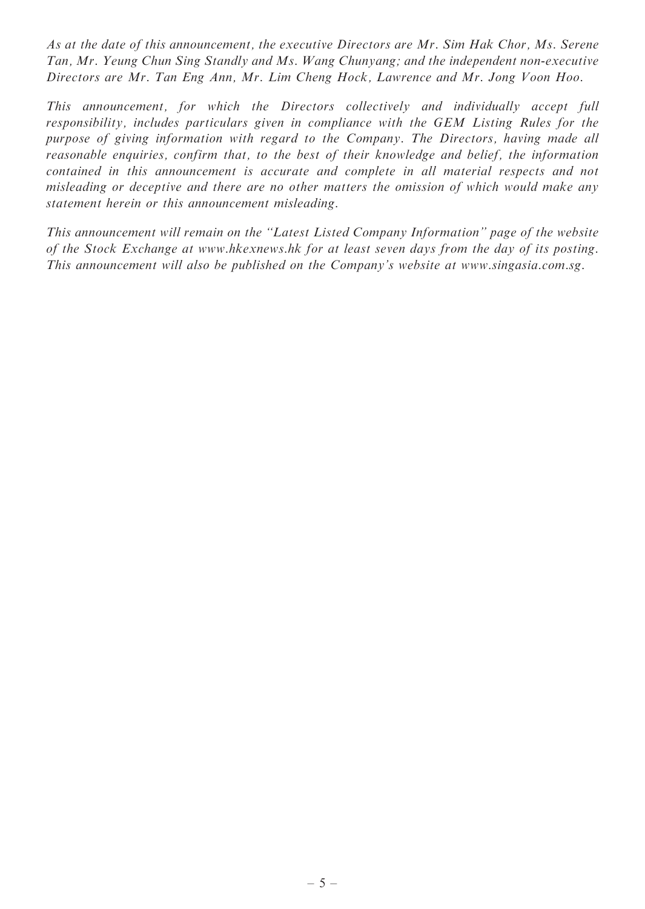*As at the date of this announcement, the executive Directors are Mr. Sim Hak Chor, Ms. Serene Tan, Mr. Yeung Chun Sing Standly and Ms. Wang Chunyang; and the independent non-executive Directors are Mr. Tan Eng Ann, Mr. Lim Cheng Hock, Lawrence and Mr. Jong Voon Hoo.*

*This announcement, for which the Directors collectively and individually accept full responsibility, includes particulars given in compliance with the GEM Listing Rules for the purpose of giving information with regard to the Company. The Directors, having made all reasonable enquiries, confirm that, to the best of their knowledge and belief, the information contained in this announcement is accurate and complete in all material respects and not misleading or deceptive and there are no other matters the omission of which would make any statement herein or this announcement misleading.*

*This announcement will remain on the "Latest Listed Company Information" page of the website of the Stock Exchange at www.hkexnews.hk for at least seven days from the day of its posting. This announcement will also be published on the Company's website at www.singasia.com.sg.*